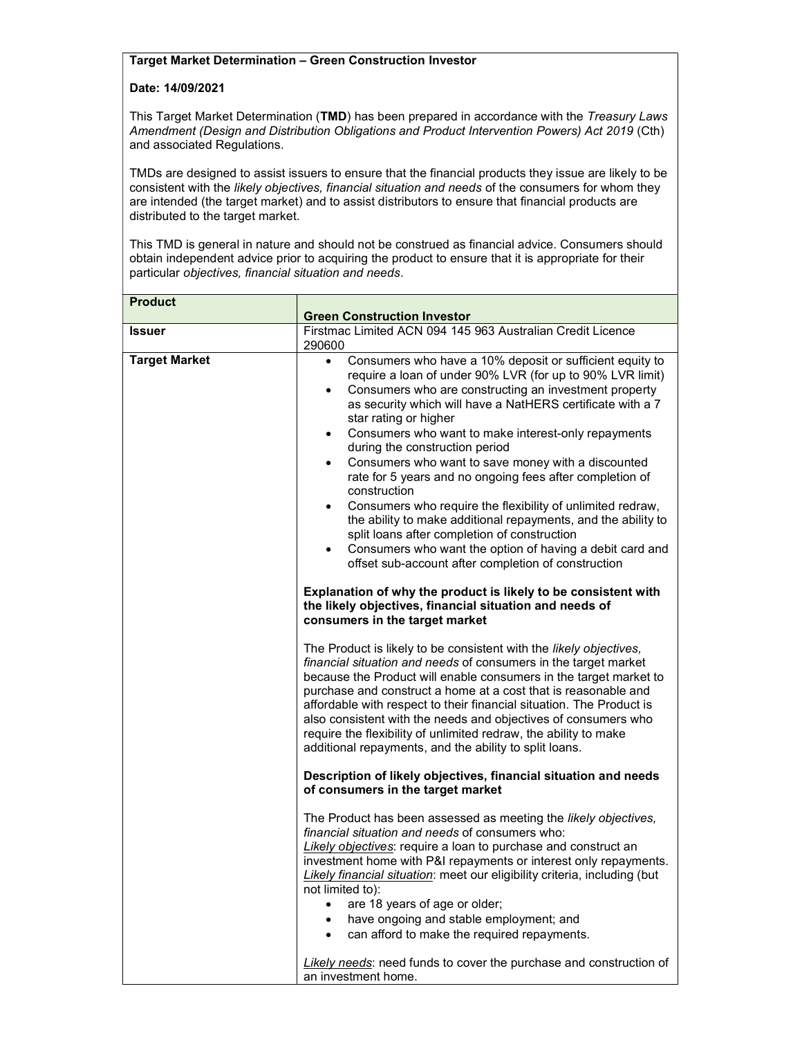**Target Market Determination – Green Construction Investor**

**Date: 14/09/2021**

This Target Market Determination (**TMD**) has been prepared in accordance with the *Treasury Laws Amendment (Design and Distribution Obligations and Product Intervention Powers) Act 2019* (Cth) and associated Regulations.

TMDs are designed to assist issuers to ensure that the financial products they issue are likely to be consistent with the *likely objectives, financial situation and needs* of the consumers for whom they are intended (the target market) and to assist distributors to ensure that financial products are distributed to the target market.

This TMD is general in nature and should not be construed as financial advice. Consumers should obtain independent advice prior to acquiring the product to ensure that it is appropriate for their particular *objectives, financial situation and needs*.

| **Product** | **Green Construction Investor** |
|---|---|
| **Issuer** | Firstmac Limited ACN 094 145 963 Australian Credit Licence 290600 |
| **Target Market** | • Consumers who have a 10% deposit or sufficient equity to require a loan of under 90% LVR (for up to 90% LVR limit)<br>• Consumers who are constructing an investment property as security which will have a NatHERS certificate with a 7 star rating or higher<br>• Consumers who want to make interest-only repayments during the construction period<br>• Consumers who want to save money with a discounted rate for 5 years and no ongoing fees after completion of construction<br>• Consumers who require the flexibility of unlimited redraw, the ability to make additional repayments, and the ability to split loans after completion of construction<br>• Consumers who want the option of having a debit card and offset sub-account after completion of construction<br><br>**Explanation of why the product is likely to be consistent with the likely objectives, financial situation and needs of consumers in the target market**<br><br>The Product is likely to be consistent with the *likely objectives, financial situation and needs* of consumers in the target market because the Product will enable consumers in the target market to purchase and construct a home at a cost that is reasonable and affordable with respect to their financial situation. The Product is also consistent with the needs and objectives of consumers who require the flexibility of unlimited redraw, the ability to make additional repayments, and the ability to split loans.<br><br>**Description of likely objectives, financial situation and needs of consumers in the target market**<br><br>The Product has been assessed as meeting the *likely objectives, financial situation and needs* of consumers who:<br>*Likely objectives*: require a loan to purchase and construct an investment home with P&I repayments or interest only repayments.<br>*Likely financial situation*: meet our eligibility criteria, including (but not limited to):<br>• are 18 years of age or older;<br>• have ongoing and stable employment; and<br>• can afford to make the required repayments.<br><br>*Likely needs*: need funds to cover the purchase and construction of an investment home. |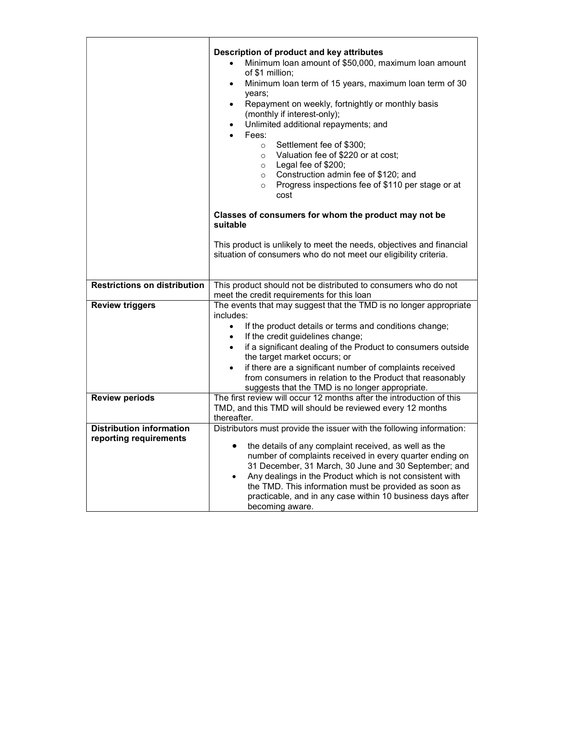| | |
|---|---|
| | **Description of product and key attributes**<br>• Minimum loan amount of $50,000, maximum loan amount of $1 million;<br>• Minimum loan term of 15 years, maximum loan term of 30 years;<br>• Repayment on weekly, fortnightly or monthly basis (monthly if interest-only);<br>• Unlimited additional repayments; and<br>• Fees:<br>  ○ Settlement fee of $300;<br>  ○ Valuation fee of $220 or at cost;<br>  ○ Legal fee of $200;<br>  ○ Construction admin fee of $120; and<br>  ○ Progress inspections fee of $110 per stage or at cost<br><br>**Classes of consumers for whom the product may not be suitable**<br><br>This product is unlikely to meet the needs, objectives and financial situation of consumers who do not meet our eligibility criteria. |
| **Restrictions on distribution** | This product should not be distributed to consumers who do not meet the credit requirements for this loan |
| **Review triggers** | The events that may suggest that the TMD is no longer appropriate includes:<br>• If the product details or terms and conditions change;<br>• If the credit guidelines change;<br>• if a significant dealing of the Product to consumers outside the target market occurs; or<br>• if there are a significant number of complaints received from consumers in relation to the Product that reasonably suggests that the TMD is no longer appropriate. |
| **Review periods** | The first review will occur 12 months after the introduction of this TMD, and this TMD will should be reviewed every 12 months thereafter. |
| **Distribution information reporting requirements** | Distributors must provide the issuer with the following information:<br>• the details of any complaint received, as well as the number of complaints received in every quarter ending on 31 December, 31 March, 30 June and 30 September; and<br>• Any dealings in the Product which is not consistent with the TMD. This information must be provided as soon as practicable, and in any case within 10 business days after becoming aware. |